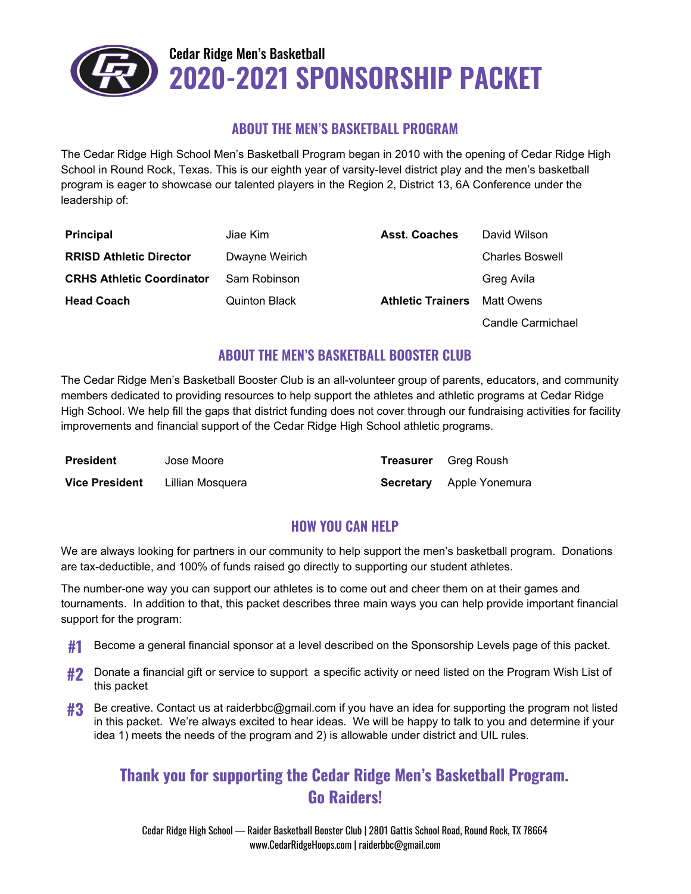Cedar Ridge Men's Basketball

# 2020-2021 SPONSORSHIP PACKET

## ABOUT THE MEN'S BASKETBALL PROGRAM

The Cedar Ridge High School Men's Basketball Program began in 2010 with the opening of Cedar Ridge High School in Round Rock, Texas. This is our eighth year of varsity-level district play and the men's basketball program is eager to showcase our talented players in the Region 2, District 13, 6A Conference under the leadership of:

| | | | |
|---|---|---|---|
| **Principal** | Jiae Kim | **Asst. Coaches** | David Wilson |
| **RRISD Athletic Director** | Dwayne Weirich | | Charles Boswell |
| **CRHS Athletic Coordinator** | Sam Robinson | | Greg Avila |
| **Head Coach** | Quinton Black | **Athletic Trainers** | Matt Owens |
| | | | Candle Carmichael |

## ABOUT THE MEN'S BASKETBALL BOOSTER CLUB

The Cedar Ridge Men's Basketball Booster Club is an all-volunteer group of parents, educators, and community members dedicated to providing resources to help support the athletes and athletic programs at Cedar Ridge High School. We help fill the gaps that district funding does not cover through our fundraising activities for facility improvements and financial support of the Cedar Ridge High School athletic programs.

| | | | |
|---|---|---|---|
| **President** | Jose Moore | **Treasurer** | Greg Roush |
| **Vice President** | Lillian Mosquera | **Secretary** | Apple Yonemura |

## HOW YOU CAN HELP

We are always looking for partners in our community to help support the men's basketball program. Donations are tax-deductible, and 100% of funds raised go directly to supporting our student athletes.

The number-one way you can support our athletes is to come out and cheer them on at their games and tournaments. In addition to that, this packet describes three main ways you can help provide important financial support for the program:

**#1** Become a general financial sponsor at a level described on the Sponsorship Levels page of this packet.

**#2** Donate a financial gift or service to support a specific activity or need listed on the Program Wish List of this packet

**#3** Be creative. Contact us at raiderbbc@gmail.com if you have an idea for supporting the program not listed in this packet. We're always excited to hear ideas. We will be happy to talk to you and determine if your idea 1) meets the needs of the program and 2) is allowable under district and UIL rules.

## Thank you for supporting the Cedar Ridge Men's Basketball Program. Go Raiders!

Cedar Ridge High School — Raider Basketball Booster Club | 2801 Gattis School Road, Round Rock, TX 78664
www.CedarRidgeHoops.com | raiderbbc@gmail.com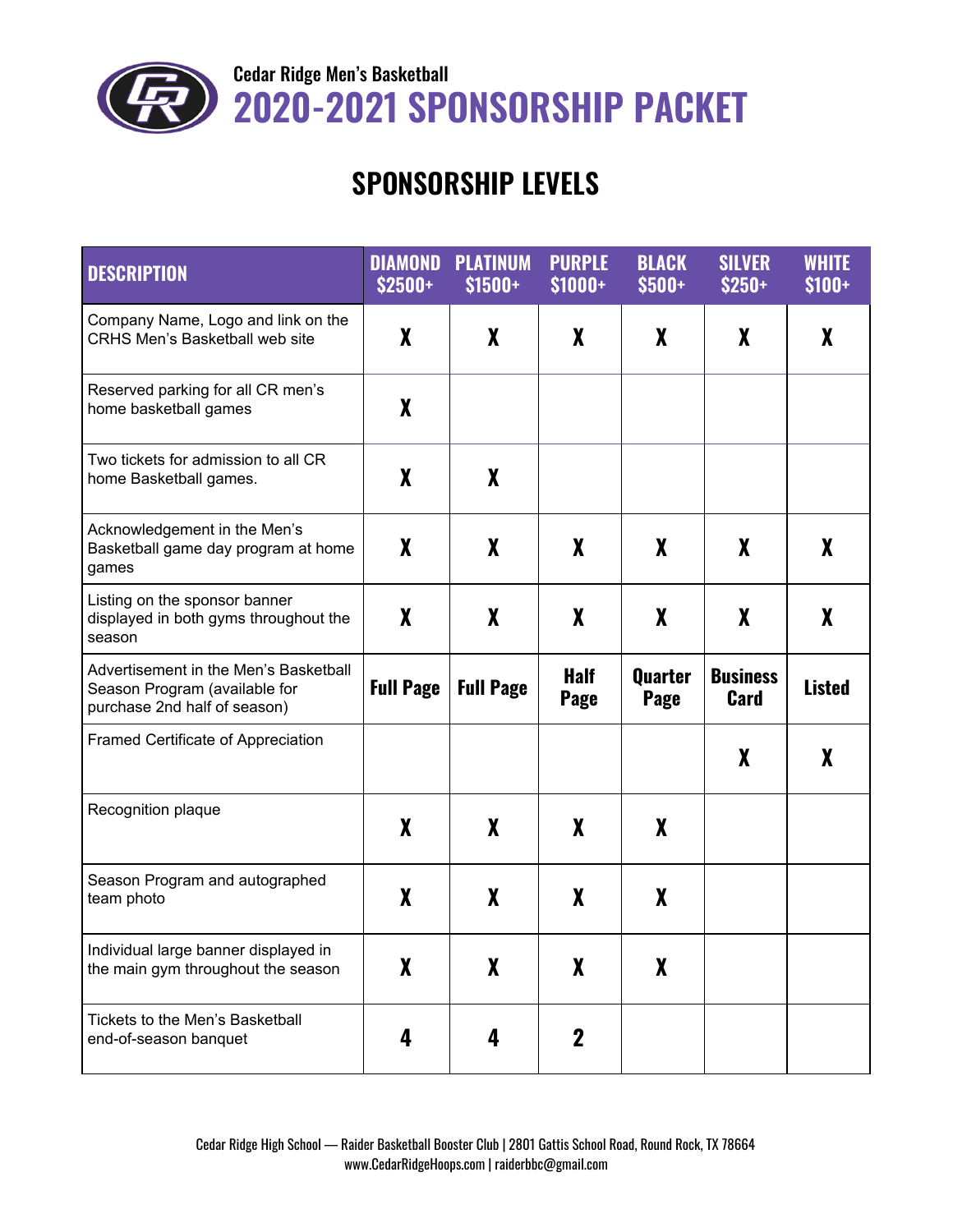Cedar Ridge Men's Basketball

# 2020-2021 SPONSORSHIP PACKET

## SPONSORSHIP LEVELS

| DESCRIPTION | DIAMOND $2500+ | PLATINUM $1500+ | PURPLE $1000+ | BLACK $500+ | SILVER $250+ | WHITE $100+ |
|---|---|---|---|---|---|---|
| Company Name, Logo and link on the CRHS Men's Basketball web site | X | X | X | X | X | X |
| Reserved parking for all CR men's home basketball games | X | | | | | |
| Two tickets for admission to all CR home Basketball games. | X | X | | | | |
| Acknowledgement in the Men's Basketball game day program at home games | X | X | X | X | X | X |
| Listing on the sponsor banner displayed in both gyms throughout the season | X | X | X | X | X | X |
| Advertisement in the Men's Basketball Season Program (available for purchase 2nd half of season) | Full Page | Full Page | Half Page | Quarter Page | Business Card | Listed |
| Framed Certificate of Appreciation | | | | | X | X |
| Recognition plaque | X | X | X | X | | |
| Season Program and autographed team photo | X | X | X | X | | |
| Individual large banner displayed in the main gym throughout the season | X | X | X | X | | |
| Tickets to the Men's Basketball end-of-season banquet | 4 | 4 | 2 | | | |

Cedar Ridge High School — Raider Basketball Booster Club | 2801 Gattis School Road, Round Rock, TX 78664
www.CedarRidgeHoops.com | raiderbbc@gmail.com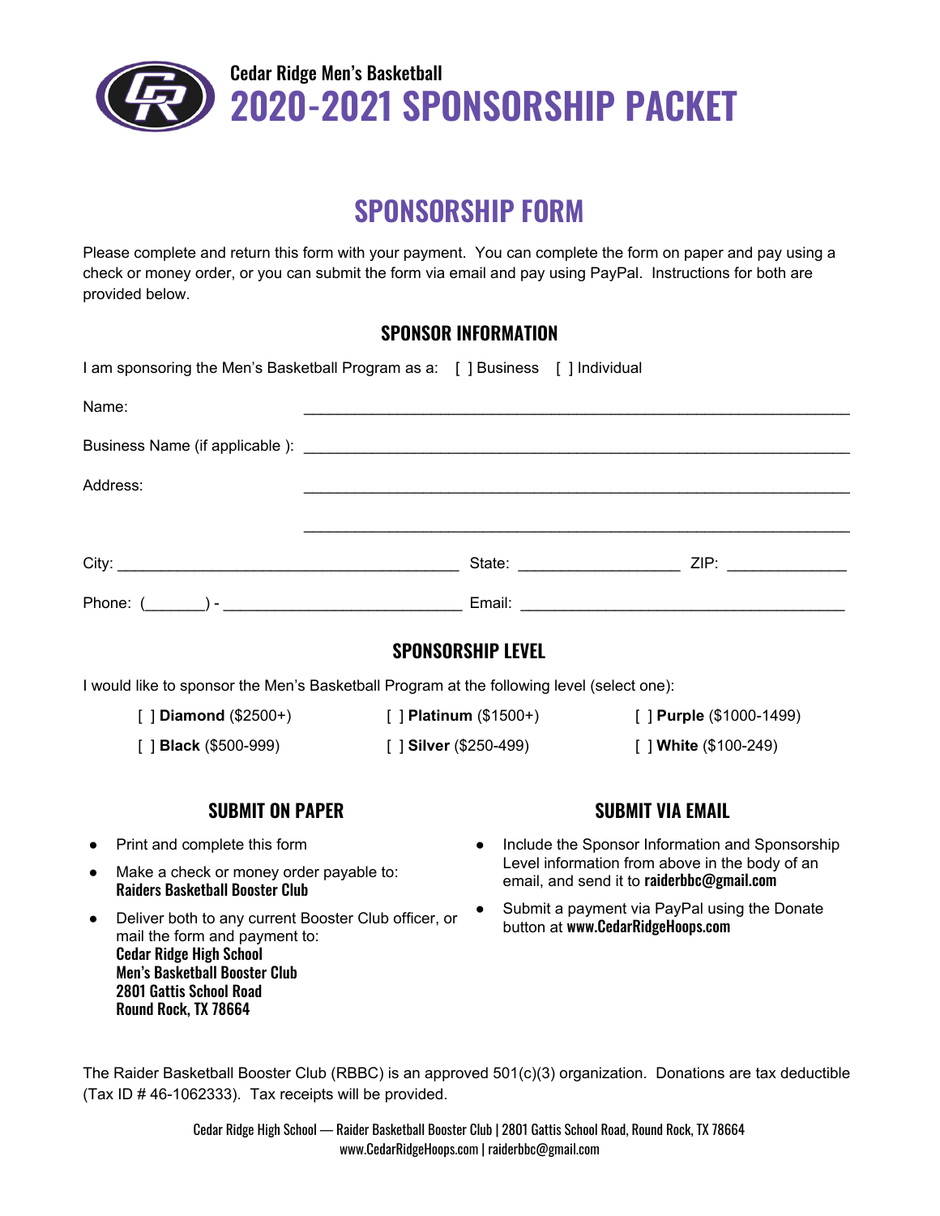Cedar Ridge Men's Basketball

# 2020-2021 SPONSORSHIP PACKET

## SPONSORSHIP FORM

Please complete and return this form with your payment. You can complete the form on paper and pay using a check or money order, or you can submit the form via email and pay using PayPal. Instructions for both are provided below.

### SPONSOR INFORMATION

I am sponsoring the Men's Basketball Program as a: [ ] Business [ ] Individual

Name: ________________________________________________________________

Business Name (if applicable ): ________________________________________________________________

Address: ________________________________________________________________

________________________________________________________________

City: ________________________________________ State: __________________ ZIP: _____________

Phone: (_______) - ___________________________ Email: ____________________________________

### SPONSORSHIP LEVEL

I would like to sponsor the Men's Basketball Program at the following level (select one):

[ ] **Diamond** ($2500+) [ ] **Platinum** ($1500+) [ ] **Purple** ($1000-1499)

[ ] **Black** ($500-999) [ ] **Silver** ($250-499) [ ] **White** ($100-249)

### SUBMIT ON PAPER

- Print and complete this form
- Make a check or money order payable to: **Raiders Basketball Booster Club**
- Deliver both to any current Booster Club officer, or mail the form and payment to:
  **Cedar Ridge High School**
  **Men's Basketball Booster Club**
  **2801 Gattis School Road**
  **Round Rock, TX 78664**

### SUBMIT VIA EMAIL

- Include the Sponsor Information and Sponsorship Level information from above in the body of an email, and send it to **raiderbbc@gmail.com**
- Submit a payment via PayPal using the Donate button at **www.CedarRidgeHoops.com**

The Raider Basketball Booster Club (RBBC) is an approved 501(c)(3) organization. Donations are tax deductible (Tax ID # 46-1062333). Tax receipts will be provided.

Cedar Ridge High School — Raider Basketball Booster Club | 2801 Gattis School Road, Round Rock, TX 78664
www.CedarRidgeHoops.com | raiderbbc@gmail.com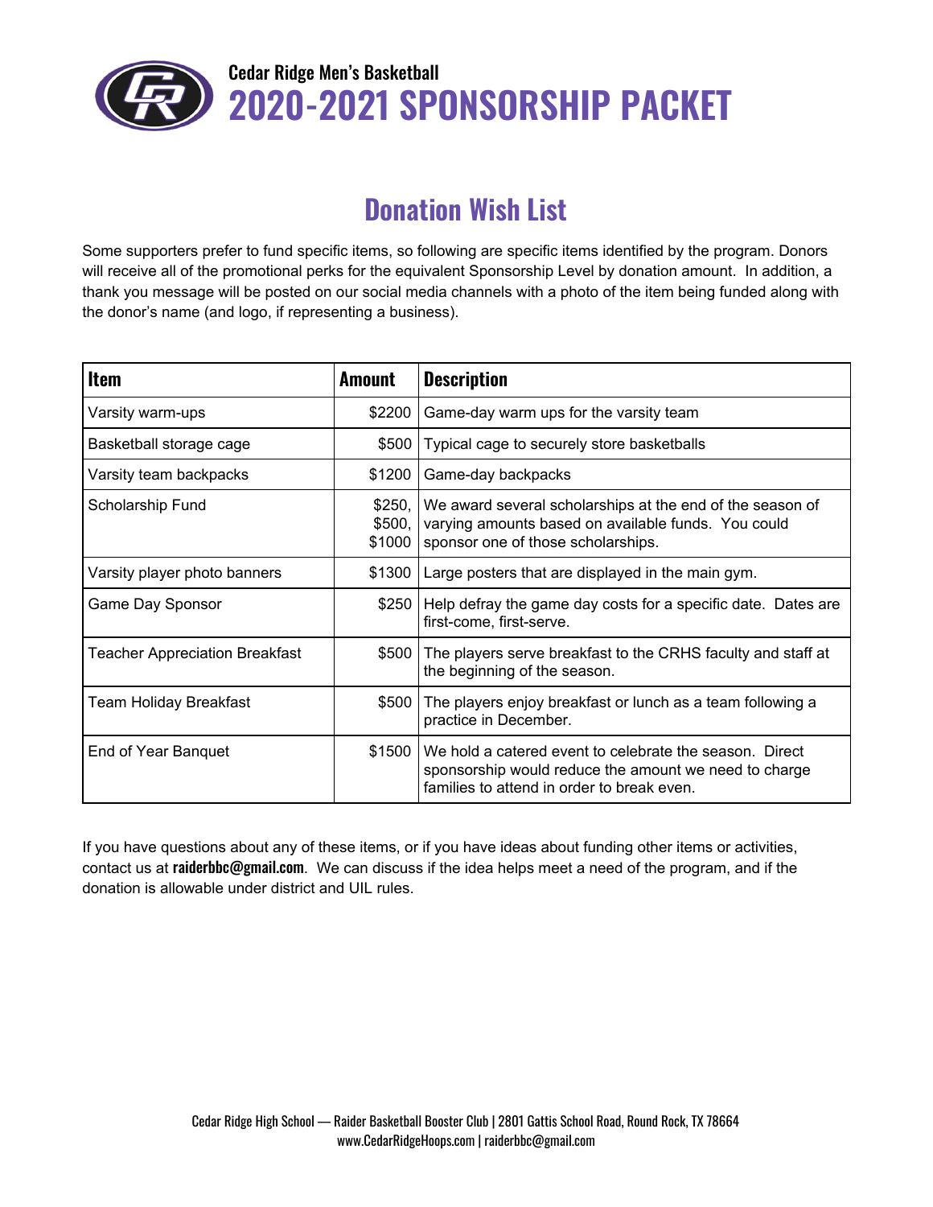Cedar Ridge Men's Basketball

# 2020-2021 SPONSORSHIP PACKET

## Donation Wish List

Some supporters prefer to fund specific items, so following are specific items identified by the program. Donors will receive all of the promotional perks for the equivalent Sponsorship Level by donation amount. In addition, a thank you message will be posted on our social media channels with a photo of the item being funded along with the donor's name (and logo, if representing a business).

| Item | Amount | Description |
|---|---|---|
| Varsity warm-ups | $2200 | Game-day warm ups for the varsity team |
| Basketball storage cage | $500 | Typical cage to securely store basketballs |
| Varsity team backpacks | $1200 | Game-day backpacks |
| Scholarship Fund | $250, $500, $1000 | We award several scholarships at the end of the season of varying amounts based on available funds. You could sponsor one of those scholarships. |
| Varsity player photo banners | $1300 | Large posters that are displayed in the main gym. |
| Game Day Sponsor | $250 | Help defray the game day costs for a specific date. Dates are first-come, first-serve. |
| Teacher Appreciation Breakfast | $500 | The players serve breakfast to the CRHS faculty and staff at the beginning of the season. |
| Team Holiday Breakfast | $500 | The players enjoy breakfast or lunch as a team following a practice in December. |
| End of Year Banquet | $1500 | We hold a catered event to celebrate the season. Direct sponsorship would reduce the amount we need to charge families to attend in order to break even. |

If you have questions about any of these items, or if you have ideas about funding other items or activities, contact us at **raiderbbc@gmail.com**. We can discuss if the idea helps meet a need of the program, and if the donation is allowable under district and UIL rules.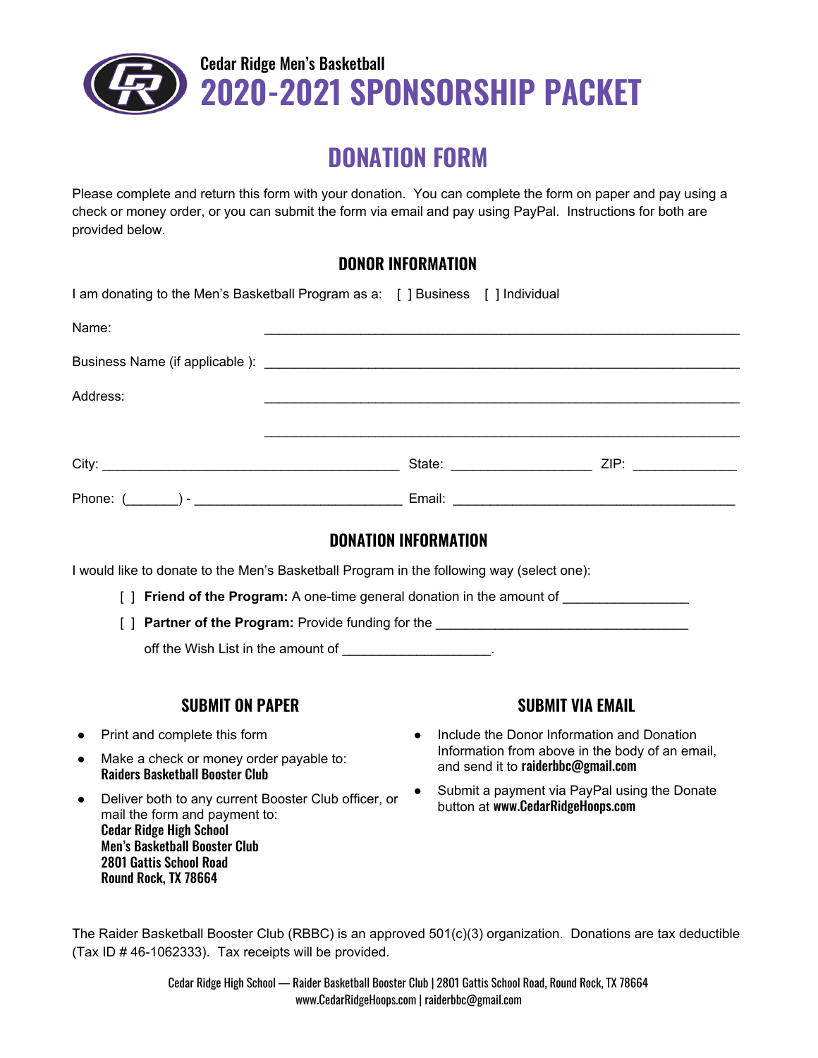Cedar Ridge Men's Basketball

# 2020-2021 SPONSORSHIP PACKET

## DONATION FORM

Please complete and return this form with your donation. You can complete the form on paper and pay using a check or money order, or you can submit the form via email and pay using PayPal. Instructions for both are provided below.

### DONOR INFORMATION

I am donating to the Men's Basketball Program as a: [ ] Business [ ] Individual

Name: ____________________________________________________________

Business Name (if applicable ): ____________________________________________________________

Address: ____________________________________________________________

____________________________________________________________

City: ________________________________________ State: ___________________ ZIP: _____________

Phone: (_______) - ____________________________ Email: ______________________________________

### DONATION INFORMATION

I would like to donate to the Men's Basketball Program in the following way (select one):

[ ] **Friend of the Program:** A one-time general donation in the amount of ________________

[ ] **Partner of the Program:** Provide funding for the _________________________________ off the Wish List in the amount of ___________________.

### SUBMIT ON PAPER

- Print and complete this form
- Make a check or money order payable to: **Raiders Basketball Booster Club**
- Deliver both to any current Booster Club officer, or mail the form and payment to:
  **Cedar Ridge High School**
  **Men's Basketball Booster Club**
  **2801 Gattis School Road**
  **Round Rock, TX 78664**

### SUBMIT VIA EMAIL

- Include the Donor Information and Donation Information from above in the body of an email, and send it to **raiderbbc@gmail.com**
- Submit a payment via PayPal using the Donate button at **www.CedarRidgeHoops.com**

The Raider Basketball Booster Club (RBBC) is an approved 501(c)(3) organization. Donations are tax deductible (Tax ID # 46-1062333). Tax receipts will be provided.

Cedar Ridge High School — Raider Basketball Booster Club | 2801 Gattis School Road, Round Rock, TX 78664
www.CedarRidgeHoops.com | raiderbbc@gmail.com